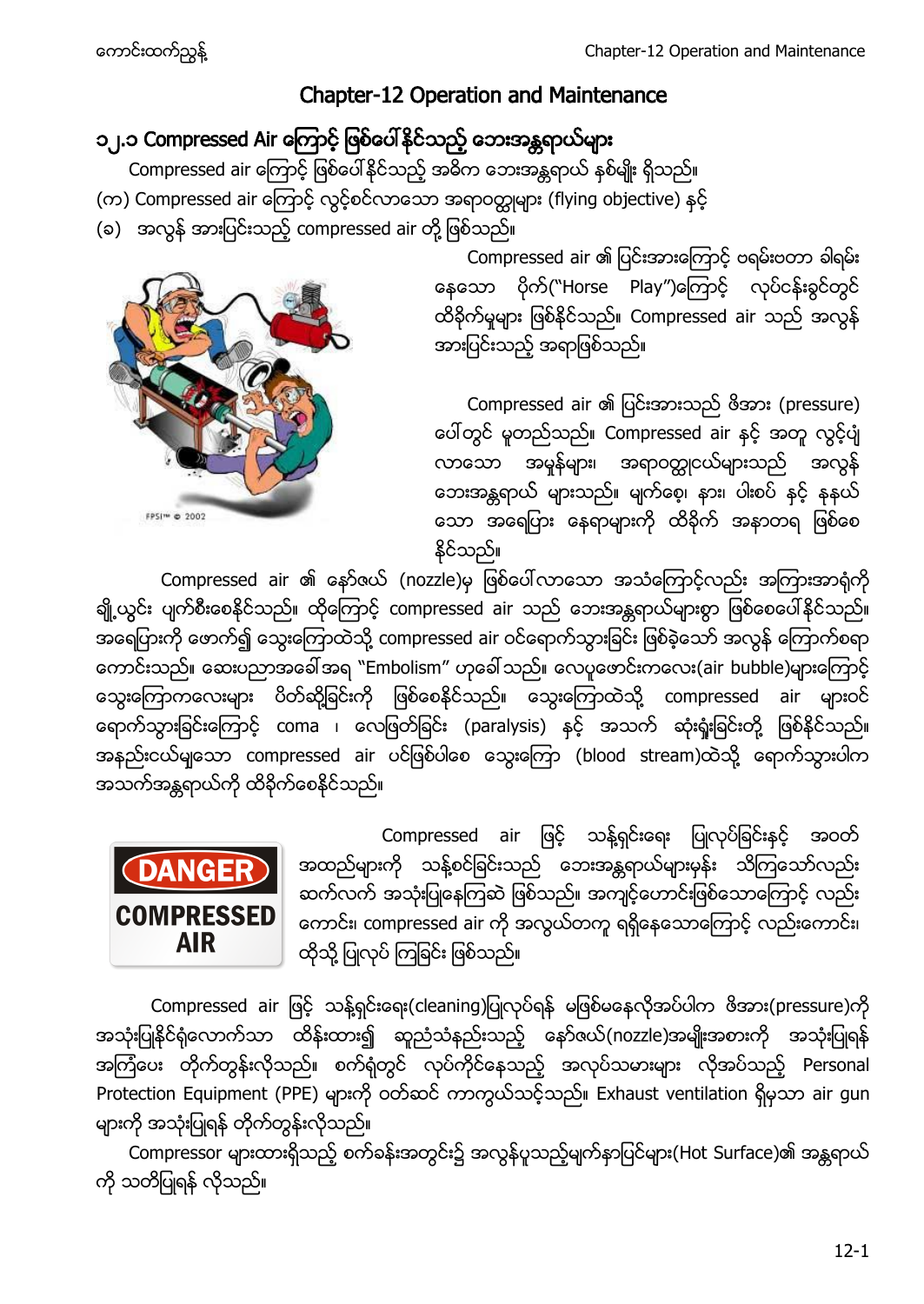# Chapter-12 Operation and Maintenance

## ၁၂.၁ Compressed Air ကြောင့် ဖြစ်ပေါ်နိုင်သည့် ဘေးအန္တရာယ်များ

Compressed air ကြောင့် ဖြစ်ပေါ်နိုင်သည့် အဓိက ဘေးအန္တရာယ် နှစ်မျိုး ရှိသည်။

(က) Compressed air ကြောင့် လွင့်စင်လာသော အရာဝတ္ထုများ (flying objective) နှင့်

(ခ) အလွန် အားပြင်းသည့် compressed air တို့ ဖြစ်သည်။

Compressed air ၏ ပြင်းအားကြောင့် ဗရမ်းဗတာ ခါရမ်းနေသော ပိုက်("Horse Play")ကြောင့် လုပ်ငန်းခွင်တွင် ထိခိုက်မှုများ ဖြစ်နိုင်သည်။ Compressed air သည် အလွန် အားပြင်းသည့် အရာဖြစ်သည်။

Compressed air ၏ ပြင်းအားသည် ဖိအား (pressure) ပေါ်တွင် မူတည်သည်။ Compressed air နှင့် အတူ လွင့်ပျံလာသော အမှုန်များ၊ အရာဝတ္ထုငယ်များသည် အလွန်ဘေးအန္တရာယ် များသည်။ မျက်စေ့၊ နား၊ ပါးစပ် နှင့် နနယ်သော အရေပြား နေရာများကို ထိခိုက် အနာတရ ဖြစ်စေနိုင်သည်။

Compressed air ၏ နော်ဇယ် (nozzle)မှ ဖြစ်ပေါ်လာသော အသံကြောင့်လည်း အကြားအာရုံကို ချို့ယွင်း ပျက်စီးစေနိုင်သည်။ ထိုကြောင့် compressed air သည် ဘေးအန္တရာယ်များစွာ ဖြစ်စေပေါ်နိုင်သည်။ အရေပြားကို ဖောက်၍ သွေးကြောထဲသို့ compressed air ဝင်ရောက်သွားခြင်း ဖြစ်ခဲ့သော် အလွန် ကြောက်စရာကောင်းသည်။ ဆေးပညာအခေါ်အရ "Embolism" ဟုခေါ်သည်။ လေပူဖောင်းကလေး(air bubble)များကြောင့် သွေးကြောကလေးများ ပိတ်ဆို့ခြင်းကို ဖြစ်စေနိုင်သည်။ သွေးကြောထဲသို့ compressed air များဝင်ရောက်သွားခြင်းကြောင့် coma ၊ လေဖြတ်ခြင်း (paralysis) နှင့် အသက် ဆုံးရှုံးခြင်းတို့ ဖြစ်နိုင်သည်။ အနည်းငယ်မျှသော compressed air ပင်ဖြစ်ပါစေ သွေးကြော (blood stream)ထဲသို့ ရောက်သွားပါက အသက်အန္တရာယ်ကို ထိခိုက်စေနိုင်သည်။

Compressed air ဖြင့် သန့်ရှင်းရေး ပြုလုပ်ခြင်းနှင့် အဝတ်အထည်များကို သန့်စင်ခြင်းသည် ဘေးအန္တရာယ်များမှန်း သိကြသော်လည်း ဆက်လက် အသုံးပြုနေကြဆဲ ဖြစ်သည်။ အကျင့်ဟောင်းဖြစ်သောကြောင့် လည်းကောင်း၊ compressed air ကို အလွယ်တကူ ရရှိနေသောကြောင့် လည်းကောင်း၊ ထိုသို့ ပြုလုပ် ကြခြင်း ဖြစ်သည်။

Compressed air ဖြင့် သန့်ရှင်းရေး(cleaning)ပြုလုပ်ရန် မဖြစ်မနေလိုအပ်ပါက ဖိအား(pressure)ကို အသုံးပြုနိုင်ရုံလောက်သာ ထိန်းထား၍ ဆူညံသံနည်းသည့် နော်ဇယ်(nozzle)အမျိုးအစားကို အသုံးပြုရန် အကြံပေး တိုက်တွန်းလိုသည်။ စက်ရုံတွင် လုပ်ကိုင်နေသည့် အလုပ်သမားများ လိုအပ်သည့် Personal Protection Equipment (PPE) များကို ဝတ်ဆင် ကာကွယ်သင့်သည်။ Exhaust ventilation ရှိမှသာ air gun များကို အသုံးပြုရန် တိုက်တွန်းလိုသည်။

Compressor များထားရှိသည့် စက်ခန်းအတွင်း၌ အလွန်ပူသည့်မျက်နှာပြင်များ(Hot Surface)၏ အန္တရာယ်ကို သတိပြုရန် လိုသည်။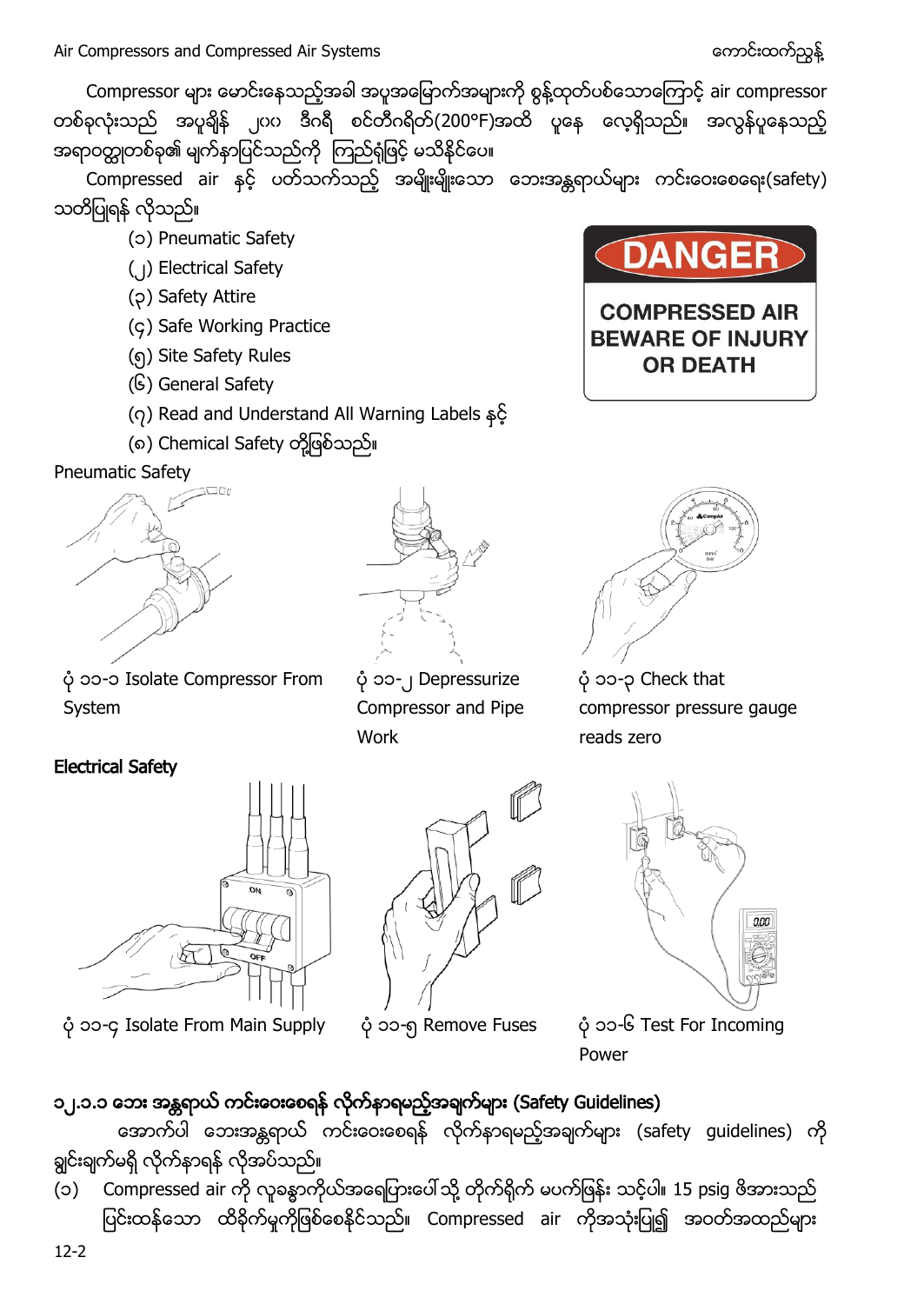Compressor များ မောင်းနေသည့်အခါ အပူအပြောင်းအများကို စွန့်ထုတ်ပစ်သောကြောင့် air compressor တစ်ခုလုံးသည် အပူချိန် ၂၀၀ ဒီဂရီ စင်တီဂရိတ်(200°F)အထိ ပူနေ လေ့ရှိသည်။ အလွန်ပူနေသည့် အရာဝတ္ထုတစ်ခု၏ မျက်နှာပြင်သည်ကို ကြည့်ရုံဖြင့် မသိနိုင်ပေ။

Compressed air နှင့် ပတ်သက်သည့် အမျိုးမျိုးသော ဘေးအန္တရာယ်များ ကင်းဝေးစေရေး(safety) သတိပြုရန် လိုသည်။

(၁) Pneumatic Safety
(၂) Electrical Safety
(၃) Safety Attire
(၄) Safe Working Practice
(၅) Site Safety Rules
(၆) General Safety
(၇) Read and Understand All Warning Labels နှင့်
(၈) Chemical Safety တို့ဖြစ်သည်။

DANGER
COMPRESSED AIR BEWARE OF INJURY OR DEATH

Pneumatic Safety

ပုံ ၁၁-၁ Isolate Compressor From System

ပုံ ၁၁-၂ Depressurize Compressor and Pipe Work

ပုံ ၁၁-၃ Check that compressor pressure gauge reads zero

**Electrical Safety**

ပုံ ၁၁-၄ Isolate From Main Supply

ပုံ ၁၁-၅ Remove Fuses

ပုံ ၁၁-၆ Test For Incoming Power

### ၁၂.၁.၁ ဘေး အန္တရာယ် ကင်းဝေးစေရန် လိုက်နာရမည့်အချက်များ (Safety Guidelines)

အောက်ပါ ဘေးအန္တရာယ် ကင်းဝေးစေရန် လိုက်နာရမည့်အချက်များ (safety guidelines) ကို ချွင်းချက်မရှိ လိုက်နာရန် လိုအပ်သည်။

(၁) Compressed air ကို လူခန္ဓာကိုယ်အရေပြားပေါ်သို့ တိုက်ရိုက် မပက်ဖြန်း သင့်ပါ။ 15 psig ဖိအားသည် ပြင်းထန်သော ထိခိုက်မှုကိုဖြစ်စေနိုင်သည်။ Compressed air ကိုအသုံးပြု၍ အဝတ်အထည်များ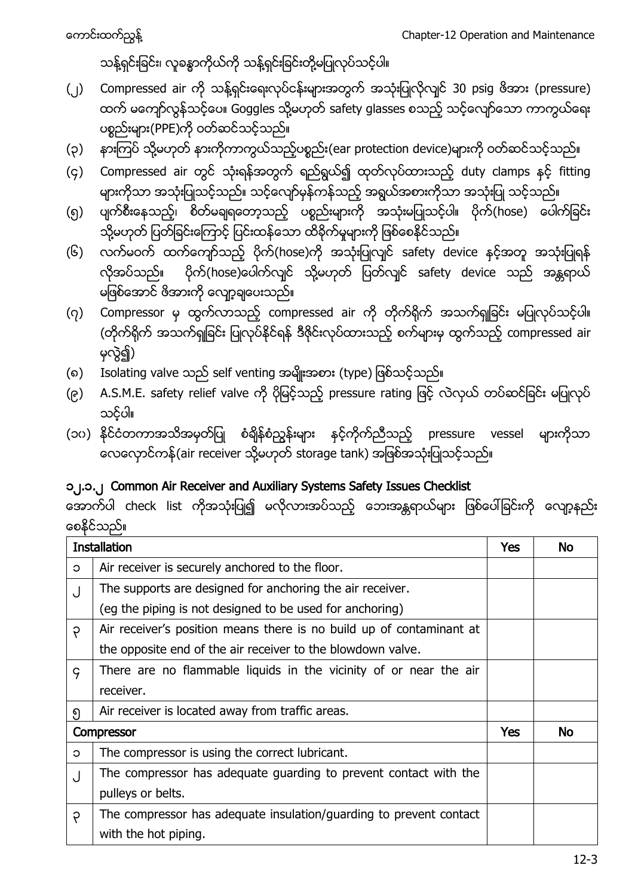သန့်ရှင်းခြင်း၊ လူခန္ဓာကိုယ်ကို သန့်ရှင်းခြင်းတို့မပြုလုပ်သင့်ပါ။

(၂) Compressed air ကို သန့်ရှင်းရေးလုပ်ငန်းများအတွက် အသုံးပြုလိုလျှင် 30 psig ဖိအား (pressure) ထက် မကျော်လွန်သင့်ပေ။ Goggles သို့မဟုတ် safety glasses စသည့် သင့်လျော်သော ကာကွယ်ရေး ပစ္စည်းများ(PPE)ကို ဝတ်ဆင်သင့်သည်။

(၃) နားကြပ် သို့မဟုတ် နားကိုကာကွယ်သည့်ပစ္စည်း(ear protection device)များကို ဝတ်ဆင်သင့်သည်။

(၄) Compressed air တွင် သုံးရန်အတွက် ရည်ရွယ်၍ ထုတ်လုပ်ထားသည့် duty clamps နှင့် fitting များကိုသာ အသုံးပြုသင့်သည်။ သင့်လျော်မှန်ကန်သည့် အရွယ်အစားကိုသာ အသုံးပြု သင့်သည်။

(၅) ပျက်စီးနေသည့်၊ စိတ်မချရတော့သည့် ပစ္စည်းများကို အသုံးမပြုသင့်ပါ။ ပိုက်(hose) ပေါက်ခြင်း သို့မဟုတ် ပြတ်ခြင်းကြောင့် ပြင်းထန်သော ထိခိုက်မှုများကို ဖြစ်စေနိုင်သည်။

(၆) လက်မဝက် ထက်ကျော်သည့် ပိုက်(hose)ကို အသုံးပြုလျှင် safety device နှင့်အတူ အသုံးပြုရန် လိုအပ်သည်။ ပိုက်(hose)ပေါက်လျှင် သို့မဟုတ် ပြတ်လျှင် safety device သည် အန္တရာယ် မဖြစ်အောင် ဖိအားကို လျှော့ချပေးသည်။

(၇) Compressor မှ ထွက်လာသည့် compressed air ကို တိုက်ရိုက် အသက်ရှူခြင်း မပြုလုပ်သင့်ပါ။ (တိုက်ရိုက် အသက်ရှူခြင်း ပြုလုပ်နိုင်ရန် ဒီဇိုင်းလုပ်ထားသည့် စက်များမှ ထွက်သည့် compressed air မှလွဲ၍)

(၈) Isolating valve သည် self venting အမျိုးအစား (type) ဖြစ်သင့်သည်။

(၉) A.S.M.E. safety relief valve ကို ပိုမြင့်သည့် pressure rating ဖြင့် လဲလှယ် တပ်ဆင်ခြင်း မပြုလုပ် သင့်ပါ။

(၁၀) နိုင်ငံတကာအသိအမှတ်ပြု စံချိန်စံညွှန်းများ နှင့်ကိုက်ညီသည့် pressure vessel များကိုသာ လေလှောင်ကန်(air receiver သို့မဟုတ် storage tank) အဖြစ်အသုံးပြုသင့်သည်။

### ၁၂.၁.၂ Common Air Receiver and Auxiliary Systems Safety Issues Checklist

အောက်ပါ check list ကိုအသုံးပြု၍ မလိုလားအပ်သည့် ဘေးအန္တရာယ်များ ဖြစ်ပေါ်ခြင်းကို လျော့နည်း စေနိုင်သည်။

| Installation | | Yes | No |
|---|---|---|---|
| ၁ | Air receiver is securely anchored to the floor. | | |
| ၂ | The supports are designed for anchoring the air receiver. (eg the piping is not designed to be used for anchoring) | | |
| ၃ | Air receiver's position means there is no build up of contaminant at the opposite end of the air receiver to the blowdown valve. | | |
| ၄ | There are no flammable liquids in the vicinity of or near the air receiver. | | |
| ၅ | Air receiver is located away from traffic areas. | | |
| **Compressor** | | **Yes** | **No** |
| ၁ | The compressor is using the correct lubricant. | | |
| ၂ | The compressor has adequate guarding to prevent contact with the pulleys or belts. | | |
| ၃ | The compressor has adequate insulation/guarding to prevent contact with the hot piping. | | |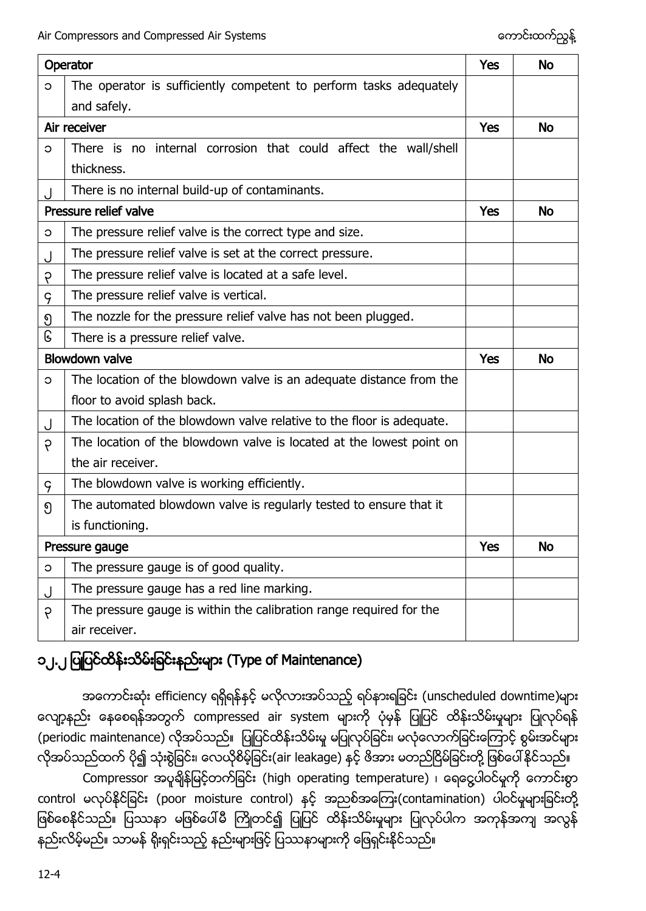| Operator | | Yes | No |
|---|---|---|---|
| ၁ | The operator is sufficiently competent to perform tasks adequately and safely. | | |
| **Air receiver** | | **Yes** | **No** |
| ၁ | There is no internal corrosion that could affect the wall/shell thickness. | | |
| ၂ | There is no internal build-up of contaminants. | | |
| **Pressure relief valve** | | **Yes** | **No** |
| ၁ | The pressure relief valve is the correct type and size. | | |
| ၂ | The pressure relief valve is set at the correct pressure. | | |
| ၃ | The pressure relief valve is located at a safe level. | | |
| ၄ | The pressure relief valve is vertical. | | |
| ၅ | The nozzle for the pressure relief valve has not been plugged. | | |
| ၆ | There is a pressure relief valve. | | |
| **Blowdown valve** | | **Yes** | **No** |
| ၁ | The location of the blowdown valve is an adequate distance from the floor to avoid splash back. | | |
| ၂ | The location of the blowdown valve relative to the floor is adequate. | | |
| ၃ | The location of the blowdown valve is located at the lowest point on the air receiver. | | |
| ၄ | The blowdown valve is working efficiently. | | |
| ၅ | The automated blowdown valve is regularly tested to ensure that it is functioning. | | |
| **Pressure gauge** | | **Yes** | **No** |
| ၁ | The pressure gauge is of good quality. | | |
| ၂ | The pressure gauge has a red line marking. | | |
| ၃ | The pressure gauge is within the calibration range required for the air receiver. | | |

## ၁၂.၂ ပြုပြင်ထိန်းသိမ်းခြင်းနည်းများ (Type of Maintenance)

အကောင်းဆုံး efficiency ရရှိရန်နှင့် မလိုလားအပ်သည့် ရပ်နားရခြင်း (unscheduled downtime)များ လျော့နည်း နေစေရန်အတွက် compressed air system များကို ပုံမှန် ပြုပြင် ထိန်းသိမ်းမှုများ ပြုလုပ်ရန် (periodic maintenance) လိုအပ်သည်။ ပြုပြင်ထိန်းသိမ်းမှု မပြုလုပ်ခြင်း၊ မလုံလောက်ခြင်းကြောင့် စွမ်းအင်များ လိုအပ်သည်ထက် ပို၍ သုံးစွဲခြင်း၊ လေယိုစိမ့်ခြင်း(air leakage) နှင့် ဖိအား မတည်ငြိမ်ခြင်းတို့ ဖြစ်ပေါ်နိုင်သည်။

Compressor အပူချိန်မြင့်တက်ခြင်း (high operating temperature) ၊ ရေငွေ့ပါဝင်မှုကို ကောင်းစွာ control မလုပ်နိုင်ခြင်း (poor moisture control) နှင့် အညစ်အကြေး(contamination) ပါဝင်မှုများခြင်းတို့ ဖြစ်စေနိုင်သည်။ ပြဿနာ မဖြစ်ပေါ်မီ ကြိုတင်၍ ပြုပြင် ထိန်းသိမ်းမှုများ ပြုလုပ်ပါက အကုန်အကျ အလွန် နည်းလိမ့်မည်။ သာမန် ရိုးရှင်းသည့် နည်းများဖြင့် ပြဿနာများကို ဖြေရှင်းနိုင်သည်။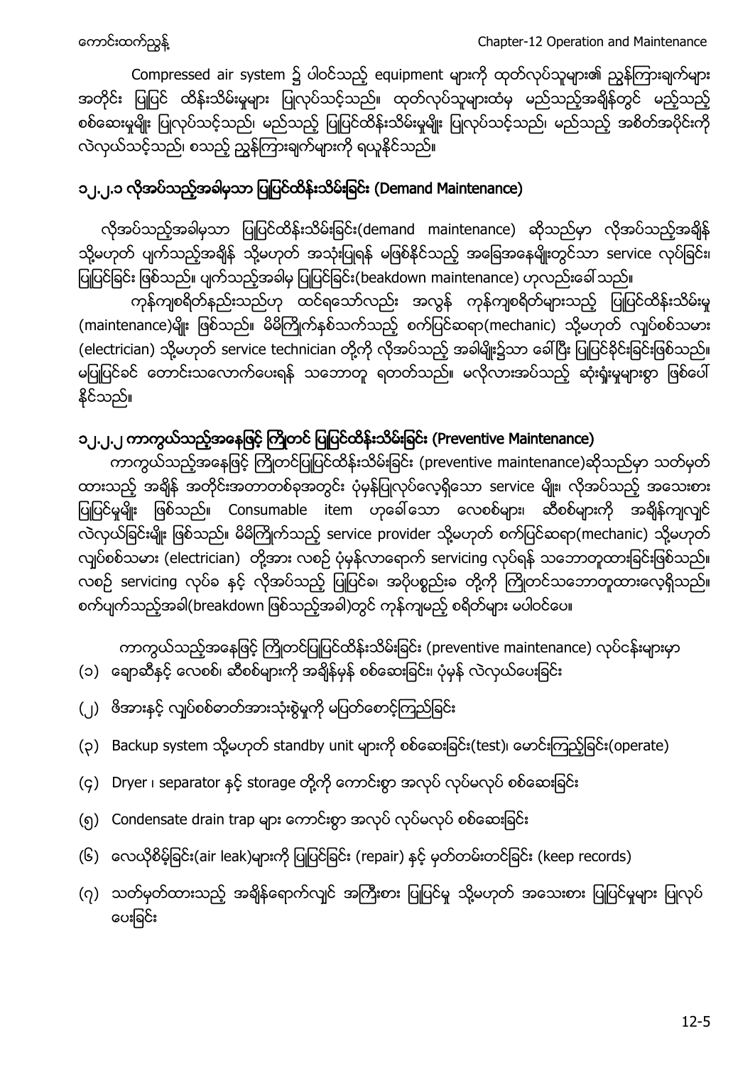Compressed air system ၌ ပါဝင်သည့် equipment များကို ထုတ်လုပ်သူများ၏ ညွှန်ကြားချက်များ အတိုင်း ပြုပြင် ထိန်းသိမ်းမှုများ ပြုလုပ်သင့်သည်။ ထုတ်လုပ်သူများထံမှ မည်သည့်အချိန်တွင် မည်သည့် စစ်ဆေးမှုမျိုး ပြုလုပ်သင့်သည်၊ မည်သည့် ပြုပြင်ထိန်းသိမ်းမှုမျိုး ပြုလုပ်သင့်သည်၊ မည်သည့် အစိတ်အပိုင်းကို လဲလှယ်သင့်သည်၊ စသည့် ညွှန်ကြားချက်များကို ရယူနိုင်သည်။

## ၁၂.၂.၁ လိုအပ်သည့်အခါမှသာ ပြုပြင်ထိန်းသိမ်းခြင်း (Demand Maintenance)

လိုအပ်သည့်အခါမှသာ ပြုပြင်ထိန်းသိမ်းခြင်း(demand maintenance) ဆိုသည်မှာ လိုအပ်သည့်အချိန် သို့မဟုတ် ပျက်သည့်အချိန် သို့မဟုတ် အသုံးပြုရန် မဖြစ်နိုင်သည့် အခြေအနေမျိုးတွင်သာ service လုပ်ခြင်း၊ ပြုပြင်ခြင်း ဖြစ်သည်။ ပျက်သည့်အခါမှ ပြုပြင်ခြင်း(beakdown maintenance) ဟုလည်းခေါ်သည်။

ကုန်ကျစရိတ်နည်းသည်ဟု ထင်ရသော်လည်း အလွန် ကုန်ကျစရိတ်များသည့် ပြုပြင်ထိန်းသိမ်းမှု (maintenance)မျိုး ဖြစ်သည်။ မိမိကြိုက်နှစ်သက်သည့် စက်ပြင်ဆရာ(mechanic) သို့မဟုတ် လျှပ်စစ်သမား (electrician) သို့မဟုတ် service technician တို့ကို လိုအပ်သည့် အခါမျိုး၌သာ ခေါ်ပြီး ပြုပြင်ခိုင်းခြင်းဖြစ်သည်။ မပြုပြင်ခင် တောင်းသလောက်ပေးရန် သဘောတူ ရတတ်သည်။ မလိုလားအပ်သည့် ဆုံးရှုံးမှုများစွာ ဖြစ်ပေါ် နိုင်သည်။

## ၁၂.၂.၂ ကာကွယ်သည့်အနေဖြင့် ကြိုတင် ပြုပြင်ထိန်းသိမ်းခြင်း (Preventive Maintenance)

ကာကွယ်သည့်အနေဖြင့် ကြိုတင်ပြုပြင်ထိန်းသိမ်းခြင်း (preventive maintenance)ဆိုသည်မှာ သတ်မှတ် ထားသည့် အချိန် အတိုင်းအတာတစ်ခုအတွင်း ပုံမှန်ပြုလုပ်လေ့ရှိသော service မျိုး၊ လိုအပ်သည့် အသေးစား ပြုပြင်မှုမျိုး ဖြစ်သည်။ Consumable item ဟုခေါ်သော လေစစ်များ၊ ဆီစစ်များကို အချိန်ကျလျှင် လဲလှယ်ခြင်းမျိုး ဖြစ်သည်။ မိမိကြိုက်သည့် service provider သို့မဟုတ် စက်ပြင်ဆရာ(mechanic) သို့မဟုတ် လျှပ်စစ်သမား (electrician) တို့အား လစဉ် ပုံမှန်လာရောက် servicing လုပ်ရန် သဘောတူထားခြင်းဖြစ်သည်။ လစဉ် servicing လုပ်ခ နှင့် လိုအပ်သည့် ပြုပြင်ခ၊ အပိုပစ္စည်းခ တို့ကို ကြိုတင်သဘောတူထားလေ့ရှိသည်။ စက်ပျက်သည့်အခါ(breakdown ဖြစ်သည့်အခါ)တွင် ကုန်ကျမည့် စရိတ်များ မပါဝင်ပေ။

ကာကွယ်သည့်အနေဖြင့် ကြိုတင်ပြုပြင်ထိန်းသိမ်းခြင်း (preventive maintenance) လုပ်ငန်းများမှာ

(၁) ချောဆီနှင့် လေစစ်၊ ဆီစစ်များကို အချိန်မှန် စစ်ဆေးခြင်း၊ ပုံမှန် လဲလှယ်ပေးခြင်း

(၂) ဖိအားနှင့် လျှပ်စစ်ဓာတ်အားသုံးစွဲမှုကို မပြတ်စောင့်ကြည့်ခြင်း

(၃) Backup system သို့မဟုတ် standby unit များကို စစ်ဆေးခြင်း(test)၊ မောင်းကြည့်ခြင်း(operate)

(၄) Dryer ၊ separator နှင့် storage တို့ကို ကောင်းစွာ အလုပ် လုပ်မလုပ် စစ်ဆေးခြင်း

(၅) Condensate drain trap များ ကောင်းစွာ အလုပ် လုပ်မလုပ် စစ်ဆေးခြင်း

(၆) လေယိုစိမ့်ခြင်း(air leak)များကို ပြုပြင်ခြင်း (repair) နှင့် မှတ်တမ်းတင်ခြင်း (keep records)

(၇) သတ်မှတ်ထားသည့် အချိန်ရောက်လျှင် အကြီးစား ပြုပြင်မှု သို့မဟုတ် အသေးစား ပြုပြင်မှုများ ပြုလုပ် ပေးခြင်း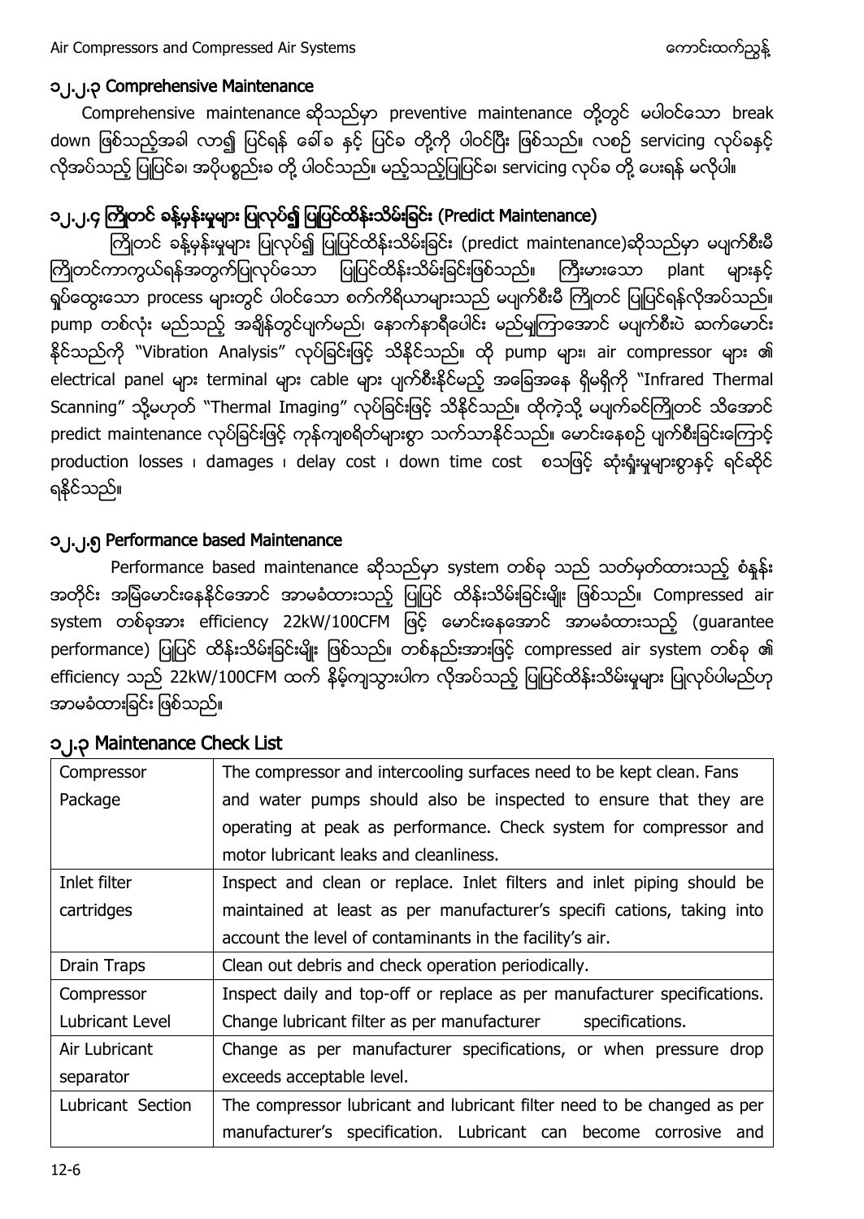### ၁၂.၂.၃ Comprehensive Maintenance

Comprehensive maintenance ဆိုသည်မှာ preventive maintenance တို့တွင် မပါဝင်သော break down ဖြစ်သည့်အခါ လာ၍ ပြင်ရန် ခေါ်ခ နှင့် ပြင်ခ တို့ကို ပါဝင်ပြီး ဖြစ်သည်။ လစဉ် servicing လုပ်ခနှင့် လိုအပ်သည့် ပြုပြင်ခ၊ အပိုပစ္စည်းခ တို့ ပါဝင်သည်။ မည့်သည့်ပြုပြင်ခ၊ servicing လုပ်ခ တို့ ပေးရန် မလိုပါ။

### ၁၂.၂.၄ ကြိုတင် ခန့်မှန်းမှုများ ပြုလုပ်၍ ပြုပြင်ထိန်းသိမ်းခြင်း (Predict Maintenance)

ကြိုတင် ခန့်မှန်းမှုများ ပြုလုပ်၍ ပြုပြင်ထိန်းသိမ်းခြင်း (predict maintenance)ဆိုသည်မှာ မပျက်စီးမီ ကြိုတင်ကာကွယ်ရန်အတွက်ပြုလုပ်သော ပြုပြင်ထိန်းသိမ်းခြင်းဖြစ်သည်။ ကြီးမားသော plant များနှင့် ရှုပ်ထွေးသော process များတွင် ပါဝင်သော စက်ကိရိယာများသည် မပျက်စီးမီ ကြိုတင် ပြုပြင်ရန်လိုအပ်သည်။ pump တစ်လုံး မည်သည့် အချိန်တွင်ပျက်မည်၊ နောက်နာရီပေါင်း မည်မျှကြာအောင် မပျက်စီးပဲ ဆက်မောင်း နိုင်သည်ကို "Vibration Analysis" လုပ်ခြင်းဖြင့် သိနိုင်သည်။ ထို pump များ၊ air compressor များ ၏ electrical panel များ terminal များ cable များ ပျက်စီးနိုင်မည့် အခြေအနေ ရှိမရှိကို "Infrared Thermal Scanning" သို့မဟုတ် "Thermal Imaging" လုပ်ခြင်းဖြင့် သိနိုင်သည်။ ထိုကဲ့သို့ မပျက်ခင်ကြိုတင် သိအောင် predict maintenance လုပ်ခြင်းဖြင့် ကုန်ကျစရိတ်များစွာ သက်သာနိုင်သည်။ မောင်းနေစဉ် ပျက်စီးခြင်းကြောင့် production losses ၊ damages ၊ delay cost ၊ down time cost စသဖြင့် ဆုံးရှုံးမှုများစွာနှင့် ရင်ဆိုင် ရနိုင်သည်။

### ၁၂.၂.၅ Performance based Maintenance

Performance based maintenance ဆိုသည်မှာ system တစ်ခု သည် သတ်မှတ်ထားသည့် စံနှုန်း အတိုင်း အမြဲမောင်းနေနိုင်အောင် အာမခံထားသည့် ပြုပြင် ထိန်းသိမ်းခြင်းမျိုး ဖြစ်သည်။ Compressed air system တစ်ခုအား efficiency 22kW/100CFM ဖြင့် မောင်းနေအောင် အာမခံထားသည့် (guarantee performance) ပြုပြင် ထိန်းသိမ်းခြင်းမျိုး ဖြစ်သည်။ တစ်နည်းအားဖြင့် compressed air system တစ်ခု ၏ efficiency သည် 22kW/100CFM ထက် နိမ့်ကျသွားပါက လိုအပ်သည့် ပြုပြင်ထိန်းသိမ်းမှုများ ပြုလုပ်ပါမည်ဟု အာမခံထားခြင်း ဖြစ်သည်။

## ၁၂.၃ Maintenance Check List

| Compressor Package | The compressor and intercooling surfaces need to be kept clean. Fans and water pumps should also be inspected to ensure that they are operating at peak as performance. Check system for compressor and motor lubricant leaks and cleanliness. |
|---|---|
| Inlet filter cartridges | Inspect and clean or replace. Inlet filters and inlet piping should be maintained at least as per manufacturer's specifi cations, taking into account the level of contaminants in the facility's air. |
| Drain Traps | Clean out debris and check operation periodically. |
| Compressor Lubricant Level | Inspect daily and top-off or replace as per manufacturer specifications. Change lubricant filter as per manufacturer specifications. |
| Air Lubricant separator | Change as per manufacturer specifications, or when pressure drop exceeds acceptable level. |
| Lubricant Section | The compressor lubricant and lubricant filter need to be changed as per manufacturer's specification. Lubricant can become corrosive and |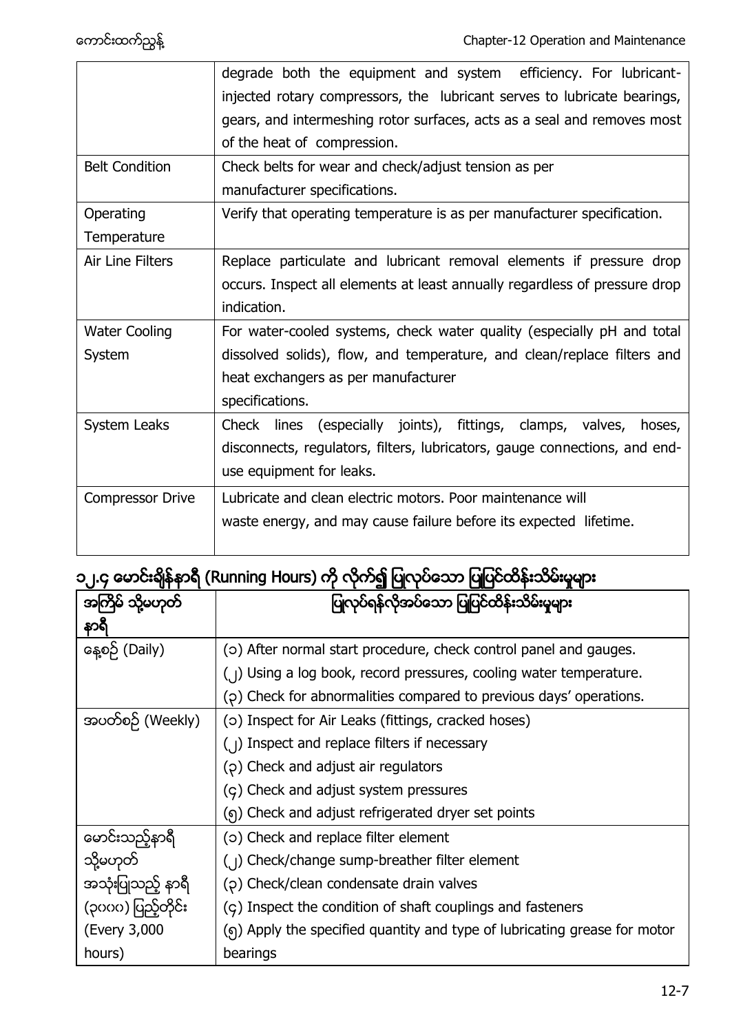| | |
|---|---|
| | degrade both the equipment and system efficiency. For lubricant-injected rotary compressors, the lubricant serves to lubricate bearings, gears, and intermeshing rotor surfaces, acts as a seal and removes most of the heat of compression. |
| Belt Condition | Check belts for wear and check/adjust tension as per manufacturer specifications. |
| Operating Temperature | Verify that operating temperature is as per manufacturer specification. |
| Air Line Filters | Replace particulate and lubricant removal elements if pressure drop occurs. Inspect all elements at least annually regardless of pressure drop indication. |
| Water Cooling System | For water-cooled systems, check water quality (especially pH and total dissolved solids), flow, and temperature, and clean/replace filters and heat exchangers as per manufacturer specifications. |
| System Leaks | Check lines (especially joints), fittings, clamps, valves, hoses, disconnects, regulators, filters, lubricators, gauge connections, and end-use equipment for leaks. |
| Compressor Drive | Lubricate and clean electric motors. Poor maintenance will waste energy, and may cause failure before its expected lifetime. |

## ၁၂.၄ မောင်းချိန်နာရီ (Running Hours) ကို လိုက်၍ ပြုလုပ်သော ပြုပြင်ထိန်းသိမ်းမှုများ

| အကြိမ် သို့မဟုတ် နာရီ | ပြုလုပ်ရန်လိုအပ်သော ပြုပြင်ထိန်းသိမ်းမှုများ |
|---|---|
| နေ့စဉ် (Daily) | (၁) After normal start procedure, check control panel and gauges.<br>(၂) Using a log book, record pressures, cooling water temperature.<br>(၃) Check for abnormalities compared to previous days' operations. |
| အပတ်စဉ် (Weekly) | (၁) Inspect for Air Leaks (fittings, cracked hoses)<br>(၂) Inspect and replace filters if necessary<br>(၃) Check and adjust air regulators<br>(၄) Check and adjust system pressures<br>(၅) Check and adjust refrigerated dryer set points |
| မောင်းသည့်နာရီ သို့မဟုတ် အသုံးပြုသည့် နာရီ (၃၀၀၀) ပြည့်တိုင်း (Every 3,000 hours) | (၁) Check and replace filter element<br>(၂) Check/change sump-breather filter element<br>(၃) Check/clean condensate drain valves<br>(၄) Inspect the condition of shaft couplings and fasteners<br>(၅) Apply the specified quantity and type of lubricating grease for motor bearings |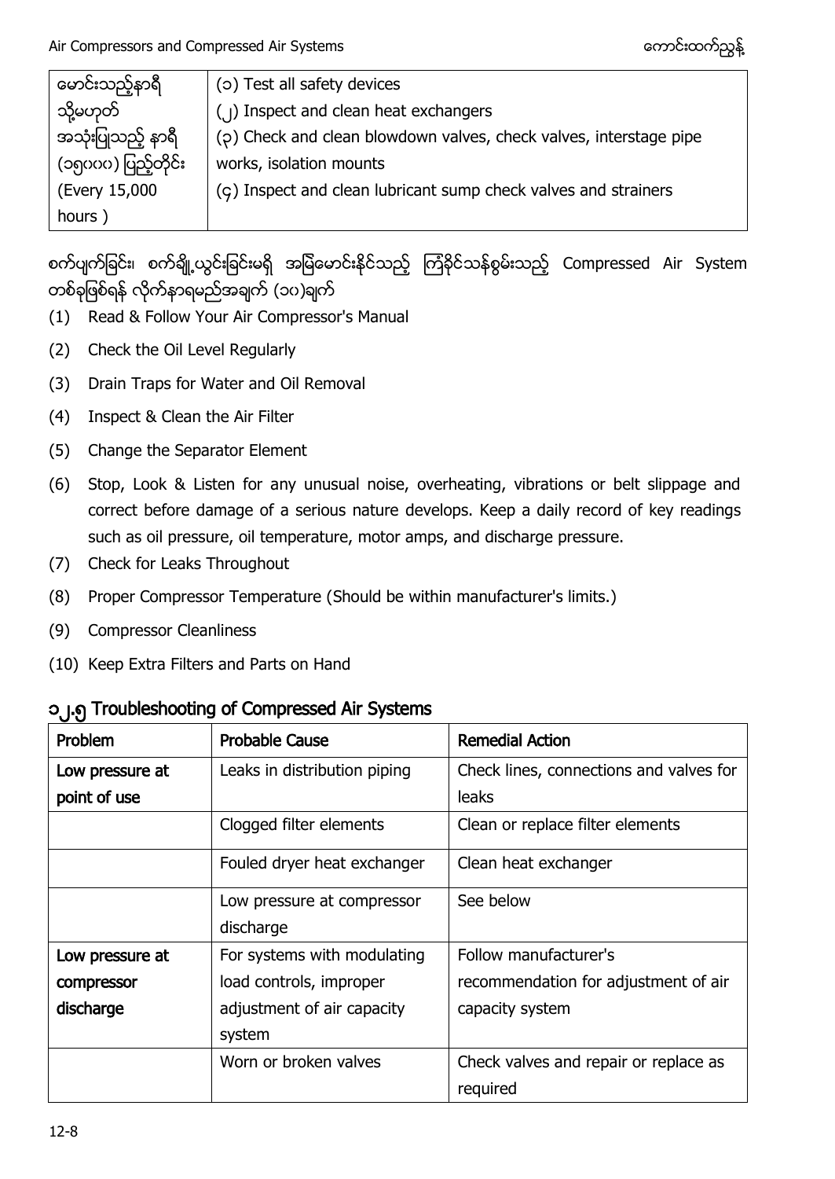| မောင်းသည့်နာရီ သို့မဟုတ် အသုံးပြုသည့် နာရီ (၁၅၀၀၀) ပြည့်တိုင်း (Every 15,000 hours ) | (၁) Test all safety devices<br>(၂) Inspect and clean heat exchangers<br>(၃) Check and clean blowdown valves, check valves, interstage pipe works, isolation mounts<br>(၄) Inspect and clean lubricant sump check valves and strainers |
|---|---|

စက်ပျက်ခြင်း၊ စက်ချို့ယွင်းခြင်းမရှိ အမြဲမောင်းနိုင်သည့် ကြံ့ခိုင်သန့်စွမ်းသည့် Compressed Air System တစ်ခုဖြစ်ရန် လိုက်နာရမည်အချက် (၁၀)ချက်

(1) Read & Follow Your Air Compressor's Manual

(2) Check the Oil Level Regularly

(3) Drain Traps for Water and Oil Removal

(4) Inspect & Clean the Air Filter

(5) Change the Separator Element

(6) Stop, Look & Listen for any unusual noise, overheating, vibrations or belt slippage and correct before damage of a serious nature develops. Keep a daily record of key readings such as oil pressure, oil temperature, motor amps, and discharge pressure.

(7) Check for Leaks Throughout

(8) Proper Compressor Temperature (Should be within manufacturer's limits.)

(9) Compressor Cleanliness

(10) Keep Extra Filters and Parts on Hand

## ၁၂.၅ Troubleshooting of Compressed Air Systems

| Problem | Probable Cause | Remedial Action |
|---|---|---|
| Low pressure at point of use | Leaks in distribution piping | Check lines, connections and valves for leaks |
| | Clogged filter elements | Clean or replace filter elements |
| | Fouled dryer heat exchanger | Clean heat exchanger |
| | Low pressure at compressor discharge | See below |
| Low pressure at compressor discharge | For systems with modulating load controls, improper adjustment of air capacity system | Follow manufacturer's recommendation for adjustment of air capacity system |
| | Worn or broken valves | Check valves and repair or replace as required |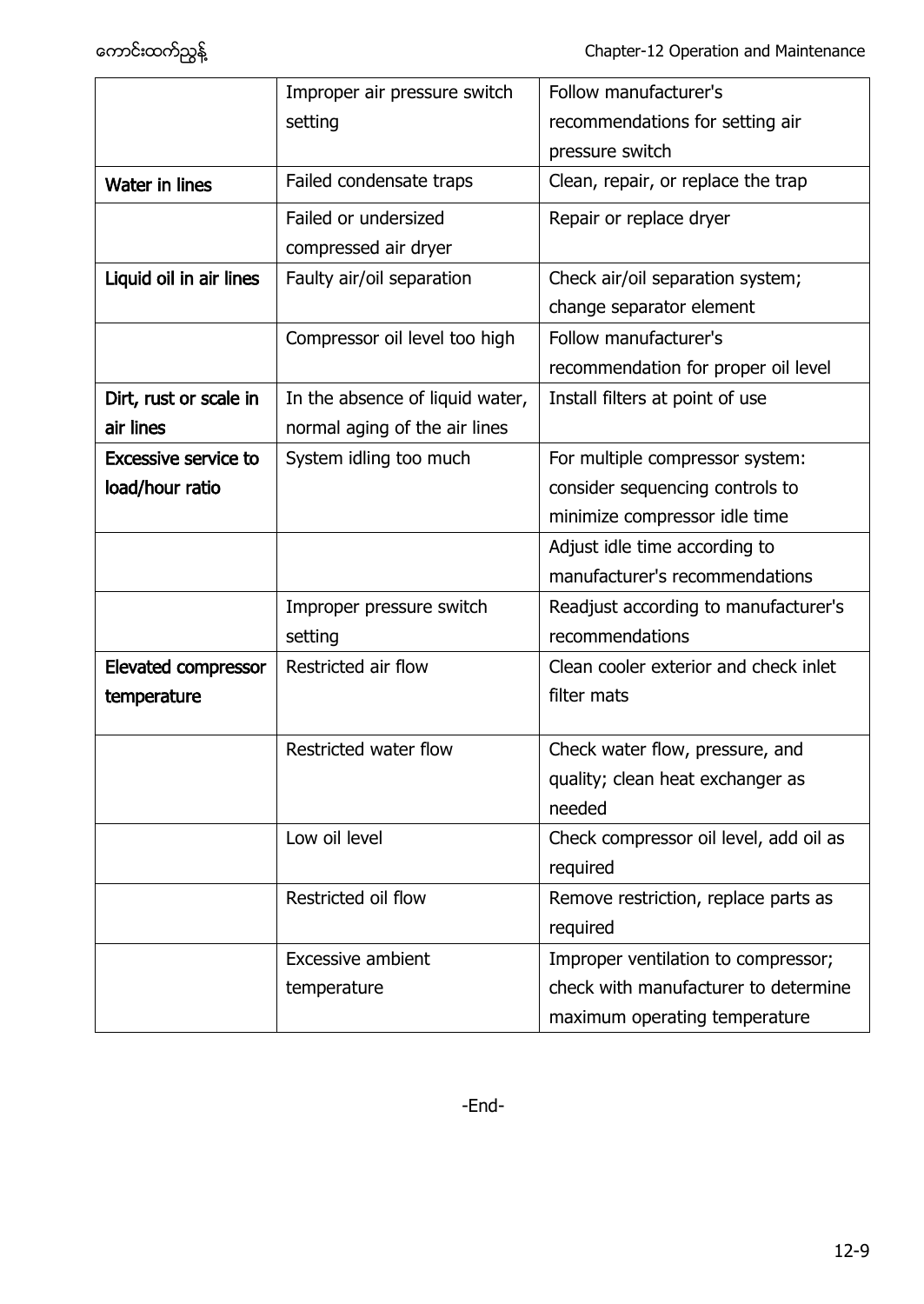| | | |
|---|---|---|
| | Improper air pressure switch setting | Follow manufacturer's recommendations for setting air pressure switch |
| **Water in lines** | Failed condensate traps | Clean, repair, or replace the trap |
| | Failed or undersized compressed air dryer | Repair or replace dryer |
| **Liquid oil in air lines** | Faulty air/oil separation | Check air/oil separation system; change separator element |
| | Compressor oil level too high | Follow manufacturer's recommendation for proper oil level |
| **Dirt, rust or scale in air lines** | In the absence of liquid water, normal aging of the air lines | Install filters at point of use |
| **Excessive service to load/hour ratio** | System idling too much | For multiple compressor system: consider sequencing controls to minimize compressor idle time |
| | | Adjust idle time according to manufacturer's recommendations |
| | Improper pressure switch setting | Readjust according to manufacturer's recommendations |
| **Elevated compressor temperature** | Restricted air flow | Clean cooler exterior and check inlet filter mats |
| | Restricted water flow | Check water flow, pressure, and quality; clean heat exchanger as needed |
| | Low oil level | Check compressor oil level, add oil as required |
| | Restricted oil flow | Remove restriction, replace parts as required |
| | Excessive ambient temperature | Improper ventilation to compressor; check with manufacturer to determine maximum operating temperature |

-End-